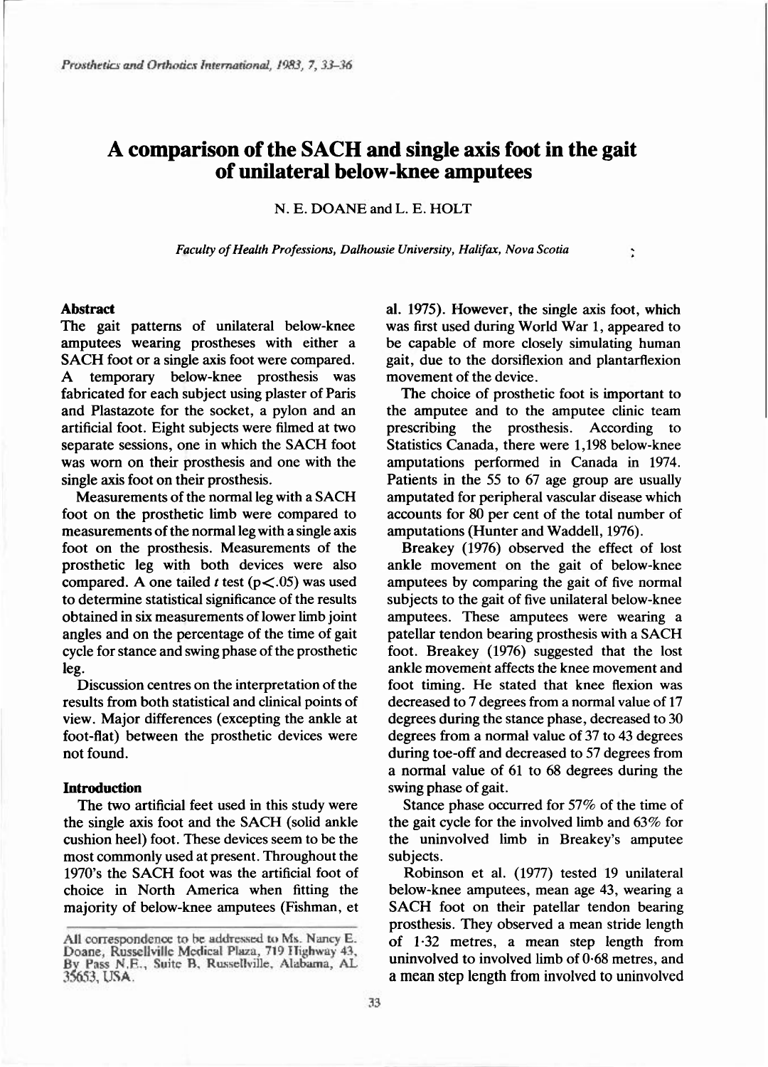# A comparison of the SACH and single axis foot in the gait of unilateral below-knee amputees

N. E. DOANE and L. E. HOLT

*Faculty of Health Professions, Dalhousie University, Halifax, Nova Scotia*

## Abstract

The gait patterns of unilateral below-knee amputees wearing prostheses with either a SACH foot or a single axis foot were compared. A temporary below-knee prosthesis was fabricated for each subject using plaster of Paris and Plastazote for the socket, a pylon and an artificial foot. Eight subjects were filmed at two separate sessions, one in which the SACH foot was worn on their prosthesis and one with the single axis foot on their prosthesis.

Measurements of the normal leg with a SACH foot on the prosthetic limb were compared to measurements of the normal leg with a single axis foot on the prosthesis. Measurements of the prosthetic leg with both devices were also compared. A one tailed $t$ test ($p<.05$) was used to determine statistical significance of the results obtained in six measurements of lower limb joint angles and on the percentage of the time of gait cycle for stance and swing phase of the prosthetic leg.

Discussion centres on the interpretation of the results from both statistical and clinical points of view. Major differences (excepting the ankle at foot-flat) between the prosthetic devices were not found.

## Introduction

The two artificial feet used in this study were the single axis foot and the SACH (solid ankle cushion heel) foot. These devices seem to be the most commonly used at present. Throughout the 1970's the SACH foot was the artificial foot of choice in North America when fitting the majority of below-knee amputees (Fishman, et al. 1975). However, the single axis foot, which was first used during World War 1, appeared to be capable of more closely simulating human gait, due to the dorsiflexion and plantarflexion movement of the device.

The choice of prosthetic foot is important to the amputee and to the amputee clinic team prescribing the prosthesis. According to Statistics Canada, there were 1,198 below-knee amputations performed in Canada in 1974. Patients in the 55 to 67 age group are usually amputated for peripheral vascular disease which accounts for 80 per cent of the total number of amputations (Hunter and Waddell, 1976).

Breakey (1976) observed the effect of lost ankle movement on the gait of below-knee amputees by comparing the gait of five normal subjects to the gait of five unilateral below-knee amputees. These amputees were wearing a patellar tendon bearing prosthesis with a SACH foot. Breakey (1976) suggested that the lost ankle movement affects the knee movement and foot timing. He stated that knee flexion was decreased to 7 degrees from a normal value of 17 degrees during the stance phase, decreased to 30 degrees from a normal value of 37 to 43 degrees during toe-off and decreased to 57 degrees from a normal value of 61 to 68 degrees during the swing phase of gait.

Stance phase occurred for 57% of the time of the gait cycle for the involved limb and 63% for the uninvolved limb in Breakey's amputee subjects.

Robinson et al. (1977) tested 19 unilateral below-knee amputees, mean age 43, wearing a SACH foot on their patellar tendon bearing prosthesis. They observed a mean stride length of 1·32 metres, a mean step length from uninvolved to involved limb of 0·68 metres, and a mean step length from involved to uninvolved

All correspondence to be addressed to Ms. Nancy E. Doane, Russellville Medical Plaza, 719 Highway 43, By Pass N.E., Suite B, Russellville, Alabama, AL 35653, USA.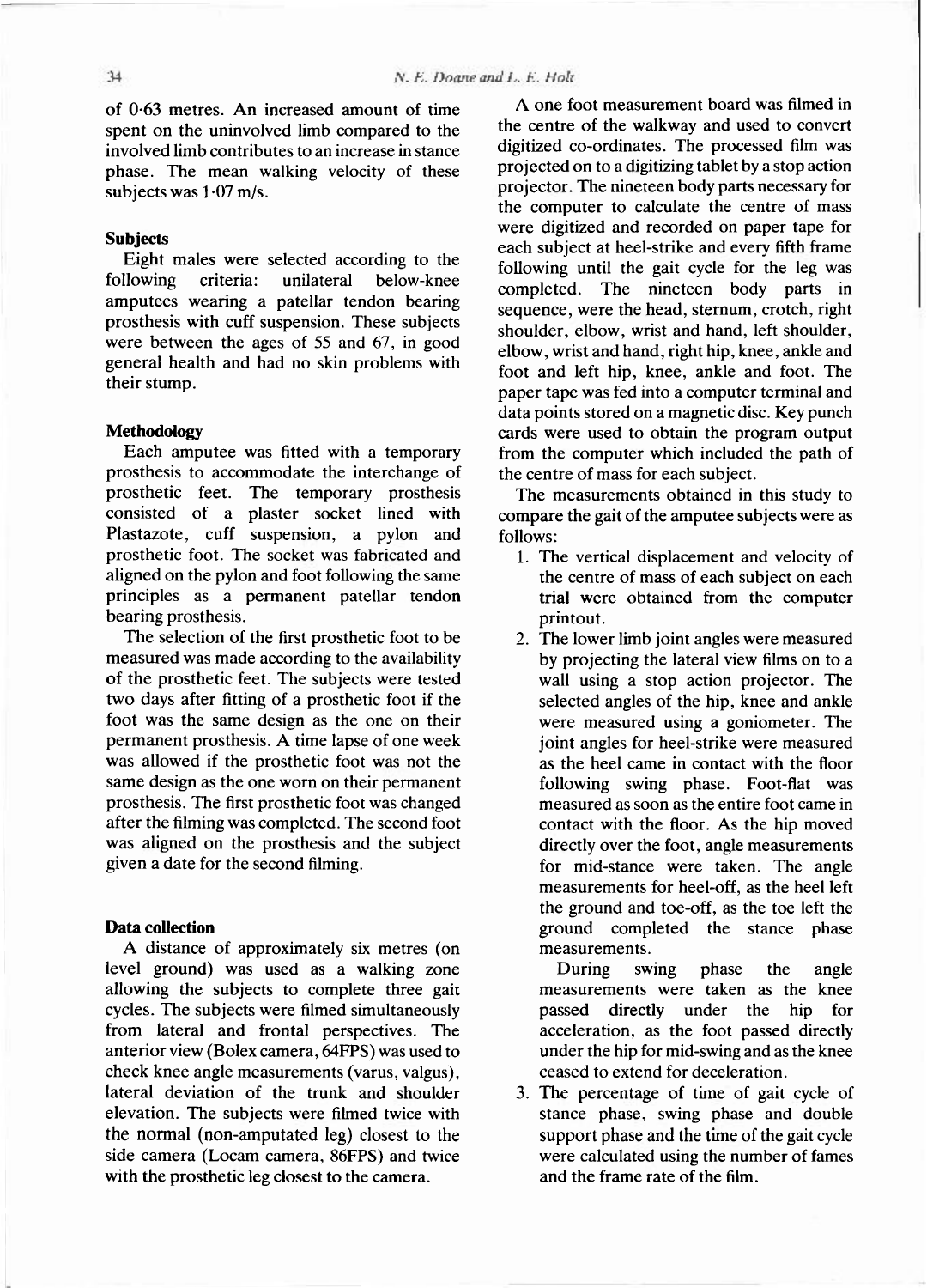of 0·63 metres. An increased amount of time spent on the uninvolved limb compared to the involved limb contributes to an increase in stance phase. The mean walking velocity of these subjects was 1·07 m/s.

### Subjects

Eight males were selected according to the following criteria: unilateral below-knee amputees wearing a patellar tendon bearing prosthesis with cuff suspension. These subjects were between the ages of 55 and 67, in good general health and had no skin problems with their stump.

### Methodology

Each amputee was fitted with a temporary prosthesis to accommodate the interchange of prosthetic feet. The temporary prosthesis consisted of a plaster socket lined with Plastazote, cuff suspension, a pylon and prosthetic foot. The socket was fabricated and aligned on the pylon and foot following the same principles as a permanent patellar tendon bearing prosthesis.

The selection of the first prosthetic foot to be measured was made according to the availability of the prosthetic feet. The subjects were tested two days after fitting of a prosthetic foot if the foot was the same design as the one on their permanent prosthesis. A time lapse of one week was allowed if the prosthetic foot was not the same design as the one worn on their permanent prosthesis. The first prosthetic foot was changed after the filming was completed. The second foot was aligned on the prosthesis and the subject given a date for the second filming.

### Data collection

A distance of approximately six metres (on level ground) was used as a walking zone allowing the subjects to complete three gait cycles. The subjects were filmed simultaneously from lateral and frontal perspectives. The anterior view (Bolex camera, 64FPS) was used to check knee angle measurements (varus, valgus), lateral deviation of the trunk and shoulder elevation. The subjects were filmed twice with the normal (non-amputated leg) closest to the side camera (Locam camera, 86FPS) and twice with the prosthetic leg closest to the camera.

A one foot measurement board was filmed in the centre of the walkway and used to convert digitized co-ordinates. The processed film was projected on to a digitizing tablet by a stop action projector. The nineteen body parts necessary for the computer to calculate the centre of mass were digitized and recorded on paper tape for each subject at heel-strike and every fifth frame following until the gait cycle for the leg was completed. The nineteen body parts in sequence, were the head, sternum, crotch, right shoulder, elbow, wrist and hand, left shoulder, elbow, wrist and hand, right hip, knee, ankle and foot and left hip, knee, ankle and foot. The paper tape was fed into a computer terminal and data points stored on a magnetic disc. Key punch cards were used to obtain the program output from the computer which included the path of the centre of mass for each subject.

The measurements obtained in this study to compare the gait of the amputee subjects were as follows:

1. The vertical displacement and velocity of the centre of mass of each subject on each trial were obtained from the computer printout.
2. The lower limb joint angles were measured by projecting the lateral view films on to a wall using a stop action projector. The selected angles of the hip, knee and ankle were measured using a goniometer. The joint angles for heel-strike were measured as the heel came in contact with the floor following swing phase. Foot-flat was measured as soon as the entire foot came in contact with the floor. As the hip moved directly over the foot, angle measurements for mid-stance were taken. The angle measurements for heel-off, as the heel left the ground and toe-off, as the toe left the ground completed the stance phase measurements.

   During swing phase the angle measurements were taken as the knee passed directly under the hip for acceleration, as the foot passed directly under the hip for mid-swing and as the knee ceased to extend for deceleration.
3. The percentage of time of gait cycle of stance phase, swing phase and double support phase and the time of the gait cycle were calculated using the number of fames and the frame rate of the film.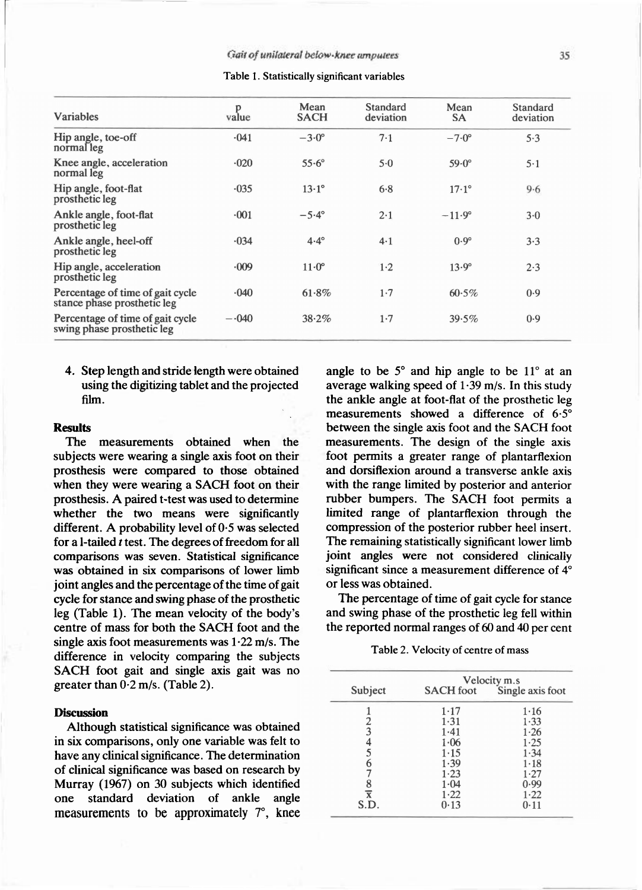Table 1. Statistically significant variables

| Variables | p value | Mean SACH | Standard deviation | Mean SA | Standard deviation |
|---|---|---|---|---|---|
| Hip angle, toe-off normal leg | ·041 | −3·0° | 7·1 | −7·0° | 5·3 |
| Knee angle, acceleration normal leg | ·020 | 55·6° | 5·0 | 59·0° | 5·1 |
| Hip angle, foot-flat prosthetic leg | ·035 | 13·1° | 6·8 | 17·1° | 9·6 |
| Ankle angle, foot-flat prosthetic leg | ·001 | −5·4° | 2·1 | −11·9° | 3·0 |
| Ankle angle, heel-off prosthetic leg | ·034 | 4·4° | 4·1 | 0·9° | 3·3 |
| Hip angle, acceleration prosthetic leg | ·009 | 11·0° | 1·2 | 13·9° | 2·3 |
| Percentage of time of gait cycle stance phase prosthetic leg | ·040 | 61·8% | 1·7 | 60·5% | 0·9 |
| Percentage of time of gait cycle swing phase prosthetic leg | −·040 | 38·2% | 1·7 | 39·5% | 0·9 |

4. Step length and stride length were obtained using the digitizing tablet and the projected film.

**Results**

The measurements obtained when the subjects were wearing a single axis foot on their prosthesis were compared to those obtained when they were wearing a SACH foot on their prosthesis. A paired t-test was used to determine whether the two means were significantly different. A probability level of 0·5 was selected for a 1-tailed *t* test. The degrees of freedom for all comparisons was seven. Statistical significance was obtained in six comparisons of lower limb joint angles and the percentage of the time of gait cycle for stance and swing phase of the prosthetic leg (Table 1). The mean velocity of the body's centre of mass for both the SACH foot and the single axis foot measurements was 1·22 m/s. The difference in velocity comparing the subjects SACH foot gait and single axis gait was no greater than 0·2 m/s. (Table 2).

**Discussion**

Although statistical significance was obtained in six comparisons, only one variable was felt to have any clinical significance. The determination of clinical significance was based on research by Murray (1967) on 30 subjects which identified one standard deviation of ankle angle measurements to be approximately 7°, knee angle to be 5° and hip angle to be 11° at an average walking speed of 1·39 m/s. In this study the ankle angle at foot-flat of the prosthetic leg measurements showed a difference of 6·5° between the single axis foot and the SACH foot measurements. The design of the single axis foot permits a greater range of plantarflexion and dorsiflexion around a transverse ankle axis with the range limited by posterior and anterior rubber bumpers. The SACH foot permits a limited range of plantarflexion through the compression of the posterior rubber heel insert. The remaining statistically significant lower limb joint angles were not considered clinically significant since a measurement difference of 4° or less was obtained.

The percentage of time of gait cycle for stance and swing phase of the prosthetic leg fell within the reported normal ranges of 60 and 40 per cent

Table 2. Velocity of centre of mass

| Subject | Velocity m.s SACH foot | Single axis foot |
|---|---|---|
| 1 | 1·17 | 1·16 |
| 2 | 1·31 | 1·33 |
| 3 | 1·41 | 1·26 |
| 4 | 1·06 | 1·25 |
| 5 | 1·15 | 1·34 |
| 6 | 1·39 | 1·18 |
| 7 | 1·23 | 1·27 |
| 8 | 1·04 | 0·99 |
| $\bar{x}$ | 1·22 | 1·22 |
| S.D. | 0·13 | 0·11 |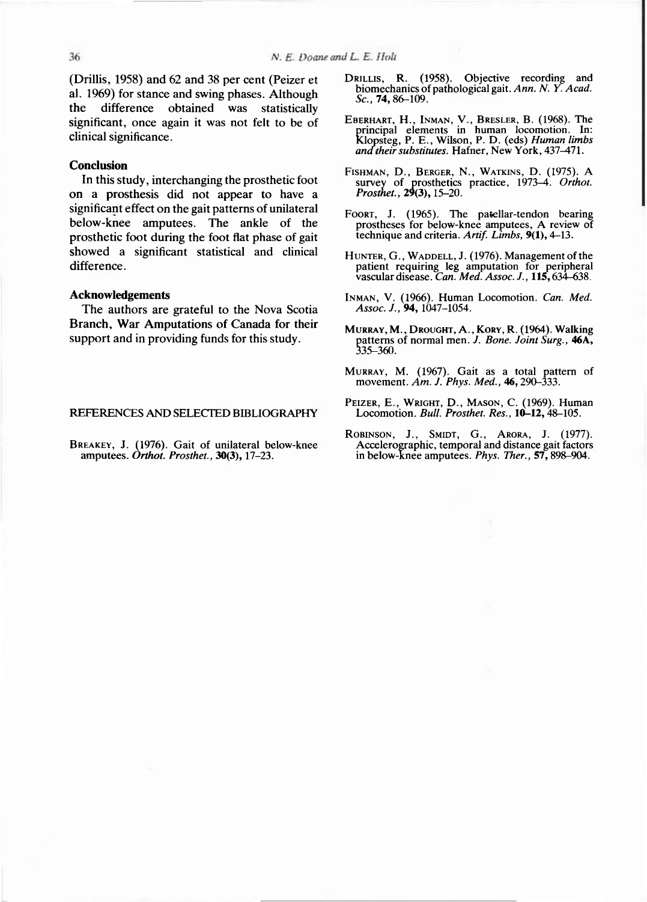(Drillis, 1958) and 62 and 38 per cent (Peizer et al. 1969) for stance and swing phases. Although the difference obtained was statistically significant, once again it was not felt to be of clinical significance.

### Conclusion

In this study, interchanging the prosthetic foot on a prosthesis did not appear to have a significant effect on the gait patterns of unilateral below-knee amputees. The ankle of the prosthetic foot during the foot flat phase of gait showed a significant statistical and clinical difference.

### Acknowledgements

The authors are grateful to the Nova Scotia Branch, War Amputations of Canada for their support and in providing funds for this study.

### REFERENCES AND SELECTED BIBLIOGRAPHY

Breakey, J. (1976). Gait of unilateral below-knee amputees. *Orthot. Prosthet.*, **30(3),** 17–23.

Drillis, R. (1958). Objective recording and biomechanics of pathological gait. *Ann. N. Y. Acad. Sc.*, **74,** 86–109.

Eberhart, H., Inman, V., Bresler, B. (1968). The principal elements in human locomotion. In: Klopsteg, P. E., Wilson, P. D. (eds) *Human limbs and their substitutes.* Hafner, New York, 437–471.

Fishman, D., Berger, N., Watkins, D. (1975). A survey of prosthetics practice, 1973–4. *Orthot. Prosthet.*, **29(3),** 15–20.

Foort, J. (1965). The patellar-tendon bearing prostheses for below-knee amputees, A review of technique and criteria. *Artif. Limbs*, **9(1),** 4–13.

Hunter, G., Waddell, J. (1976). Management of the patient requiring leg amputation for peripheral vascular disease. *Can. Med. Assoc. J.*, **115,** 634–638.

Inman, V. (1966). Human Locomotion. *Can. Med. Assoc. J.*, **94,** 1047–1054.

Murray, M., Drought, A., Kory, R. (1964). Walking patterns of normal men. *J. Bone. Joint Surg.*, **46A,** 335–360.

Murray, M. (1967). Gait as a total pattern of movement. *Am. J. Phys. Med.*, **46,** 290–333.

Peizer, E., Wright, D., Mason, C. (1969). Human Locomotion. *Bull. Prosthet. Res.*, **10–12,** 48–105.

Robinson, J., Smidt, G., Arora, J. (1977). Accelerographic, temporal and distance gait factors in below-knee amputees. *Phys. Ther.*, **57,** 898–904.